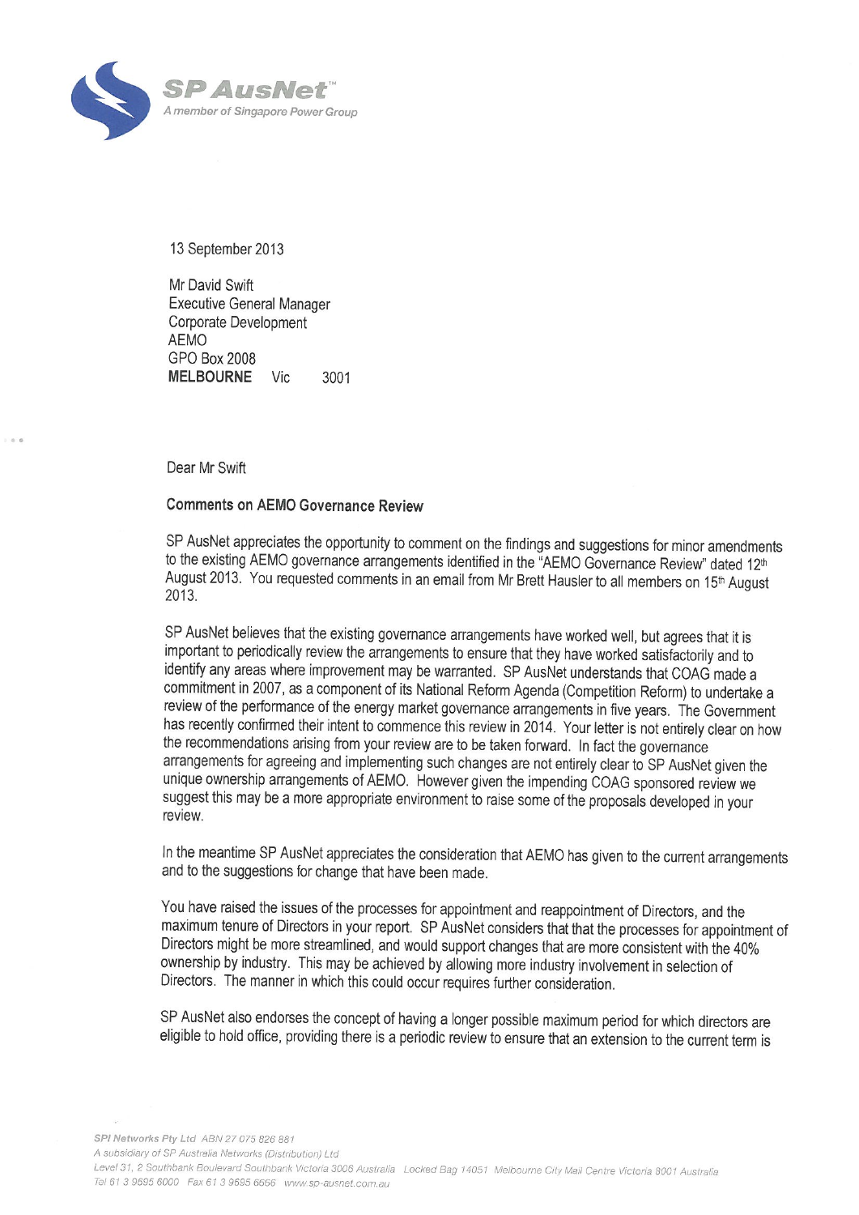**SP AusNet™**
*A member of Singapore Power Group*

13 September 2013

Mr David Swift
Executive General Manager
Corporate Development
AEMO
GPO Box 2008
**MELBOURNE** Vic 3001

Dear Mr Swift

**Comments on AEMO Governance Review**

SP AusNet appreciates the opportunity to comment on the findings and suggestions for minor amendments to the existing AEMO governance arrangements identified in the "AEMO Governance Review" dated 12th August 2013. You requested comments in an email from Mr Brett Hausler to all members on 15th August 2013.

SP AusNet believes that the existing governance arrangements have worked well, but agrees that it is important to periodically review the arrangements to ensure that they have worked satisfactorily and to identify any areas where improvement may be warranted. SP AusNet understands that COAG made a commitment in 2007, as a component of its National Reform Agenda (Competition Reform) to undertake a review of the performance of the energy market governance arrangements in five years. The Government has recently confirmed their intent to commence this review in 2014. Your letter is not entirely clear on how the recommendations arising from your review are to be taken forward. In fact the governance arrangements for agreeing and implementing such changes are not entirely clear to SP AusNet given the unique ownership arrangements of AEMO. However given the impending COAG sponsored review we suggest this may be a more appropriate environment to raise some of the proposals developed in your review.

In the meantime SP AusNet appreciates the consideration that AEMO has given to the current arrangements and to the suggestions for change that have been made.

You have raised the issues of the processes for appointment and reappointment of Directors, and the maximum tenure of Directors in your report. SP AusNet considers that that the processes for appointment of Directors might be more streamlined, and would support changes that are more consistent with the 40% ownership by industry. This may be achieved by allowing more industry involvement in selection of Directors. The manner in which this could occur requires further consideration.

SP AusNet also endorses the concept of having a longer possible maximum period for which directors are eligible to hold office, providing there is a periodic review to ensure that an extension to the current term is

SPI Networks Pty Ltd ABN 27 075 826 881
A subsidiary of SP Australia Networks (Distribution) Ltd
Level 31, 2 Southbank Boulevard Southbank Victoria 3006 Australia Locked Bag 14051 Melbourne City Mail Centre Victoria 8001 Australia
Tel 61 3 9695 6000 Fax 61 3 9695 6666 www.sp-ausnet.com.au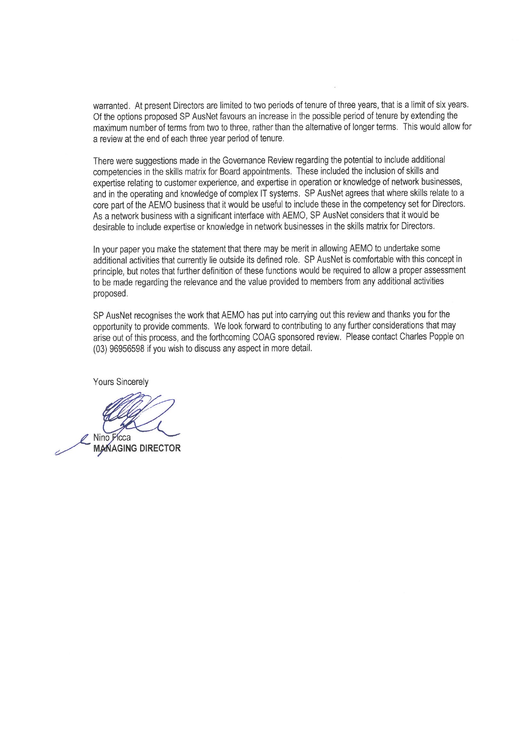warranted. At present Directors are limited to two periods of tenure of three years, that is a limit of six years. Of the options proposed SP AusNet favours an increase in the possible period of tenure by extending the maximum number of terms from two to three, rather than the alternative of longer terms. This would allow for a review at the end of each three year period of tenure.

There were suggestions made in the Governance Review regarding the potential to include additional competencies in the skills matrix for Board appointments. These included the inclusion of skills and expertise relating to customer experience, and expertise in operation or knowledge of network businesses, and in the operating and knowledge of complex IT systems. SP AusNet agrees that where skills relate to a core part of the AEMO business that it would be useful to include these in the competency set for Directors. As a network business with a significant interface with AEMO, SP AusNet considers that it would be desirable to include expertise or knowledge in network businesses in the skills matrix for Directors.

In your paper you make the statement that there may be merit in allowing AEMO to undertake some additional activities that currently lie outside its defined role. SP AusNet is comfortable with this concept in principle, but notes that further definition of these functions would be required to allow a proper assessment to be made regarding the relevance and the value provided to members from any additional activities proposed.

SP AusNet recognises the work that AEMO has put into carrying out this review and thanks you for the opportunity to provide comments. We look forward to contributing to any further considerations that may arise out of this process, and the forthcoming COAG sponsored review. Please contact Charles Popple on (03) 96956598 if you wish to discuss any aspect in more detail.

Yours Sincerely

Nino Ficca
**MANAGING DIRECTOR**